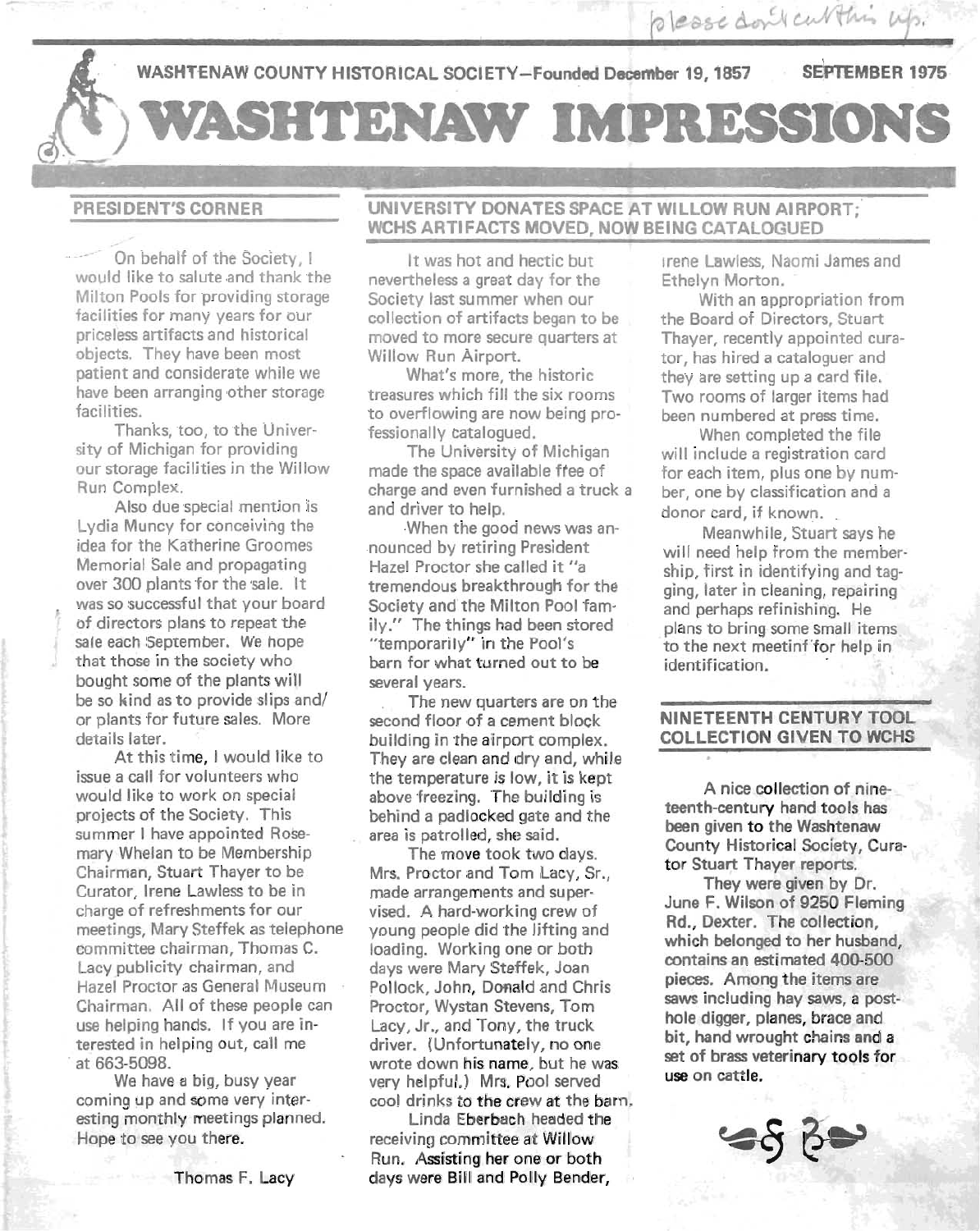please don't cut this up.

WASHTENAW COUNTY HISTORICAL SOCIETY—Founded December 19, 1857 SEPTEMBER 1975

# WASHTENAW IMPRESSIONS

## PRESIDENT'S CORNER

On behalf of the Society, I would like to salute and thank the Milton Pools for providing storage facilities for many years for our priceless artifacts and historical objects. They have been most patient and considerate while we have been arranging other storage facilities.

Thanks, too, to the University of Michigan for providing our storage facilities in the Willow Run Complex.

Also due special mention is Lydia Muncy for conceiving the idea for the Katherine Groomes Memorial Sale and propagating over 300 plants for the sale. It was so successful that your board of directors plans to repeat the sale each September. We hope that those in the society who bought some of the plants will be so kind as to provide slips and/or plants for future sales. More details later.

At this time, I would like to issue a call for volunteers who would like to work on special projects of the Society. This summer I have appointed Rosemary Whelan to be Membership Chairman, Stuart Thayer to be Curator, Irene Lawless to be in charge of refreshments for our meetings, Mary Steffek as telephone committee chairman, Thomas C. Lacy publicity chairman, and Hazel Proctor as General Museum Chairman. All of these people can use helping hands. If you are interested in helping out, call me at 663-5098.

We have a big, busy year coming up and some very interesting monthly meetings planned. Hope to see you there.

Thomas F. Lacy

## UNIVERSITY DONATES SPACE AT WILLOW RUN AIRPORT; WCHS ARTIFACTS MOVED, NOW BEING CATALOGUED

It was hot and hectic but nevertheless a great day for the Society last summer when our collection of artifacts began to be moved to more secure quarters at Willow Run Airport.

What's more, the historic treasures which fill the six rooms to overflowing are now being professionally catalogued.

The University of Michigan made the space available free of charge and even furnished a truck a and driver to help.

When the good news was announced by retiring President Hazel Proctor she called it "a tremendous breakthrough for the Society and the Milton Pool family." The things had been stored "temporarily" in the Pool's barn for what turned out to be several years.

The new quarters are on the second floor of a cement block building in the airport complex. They are clean and dry and, while the temperature is low, it is kept above freezing. The building is behind a padlocked gate and the area is patrolled, she said.

The move took two days. Mrs. Proctor and Tom Lacy, Sr., made arrangements and supervised. A hard-working crew of young people did the lifting and loading. Working one or both days were Mary Steffek, Joan Pollock, John, Donald and Chris Proctor, Wystan Stevens, Tom Lacy, Jr., and Tony, the truck driver. (Unfortunately, no one wrote down his name, but he was very helpful.) Mrs. Pool served cool drinks to the crew at the barn.

Linda Eberbach headed the receiving committee at Willow Run. Assisting her one or both days were Bill and Polly Bender, Irene Lawless, Naomi James and Ethelyn Morton.

With an appropriation from the Board of Directors, Stuart Thayer, recently appointed curator, has hired a cataloguer and they are setting up a card file. Two rooms of larger items had been numbered at press time.

When completed the file will include a registration card for each item, plus one by number, one by classification and a donor card, if known.

Meanwhile, Stuart says he will need help from the membership, first in identifying and tagging, later in cleaning, repairing and perhaps refinishing. He plans to bring some small items to the next meetinf for help in identification.

## NINETEENTH CENTURY TOOL COLLECTION GIVEN TO WCHS

**A nice collection of nineteenth-century hand tools has been given to the Washtenaw County Historical Society, Curator Stuart Thayer reports.**

**They were given by Dr. June F. Wilson of 9250 Fleming Rd., Dexter. The collection, which belonged to her husband, contains an estimated 400-500 pieces. Among the items are saws including hay saws, a post-hole digger, planes, brace and bit, hand wrought chains and a set of brass veterinary tools for use on cattle.**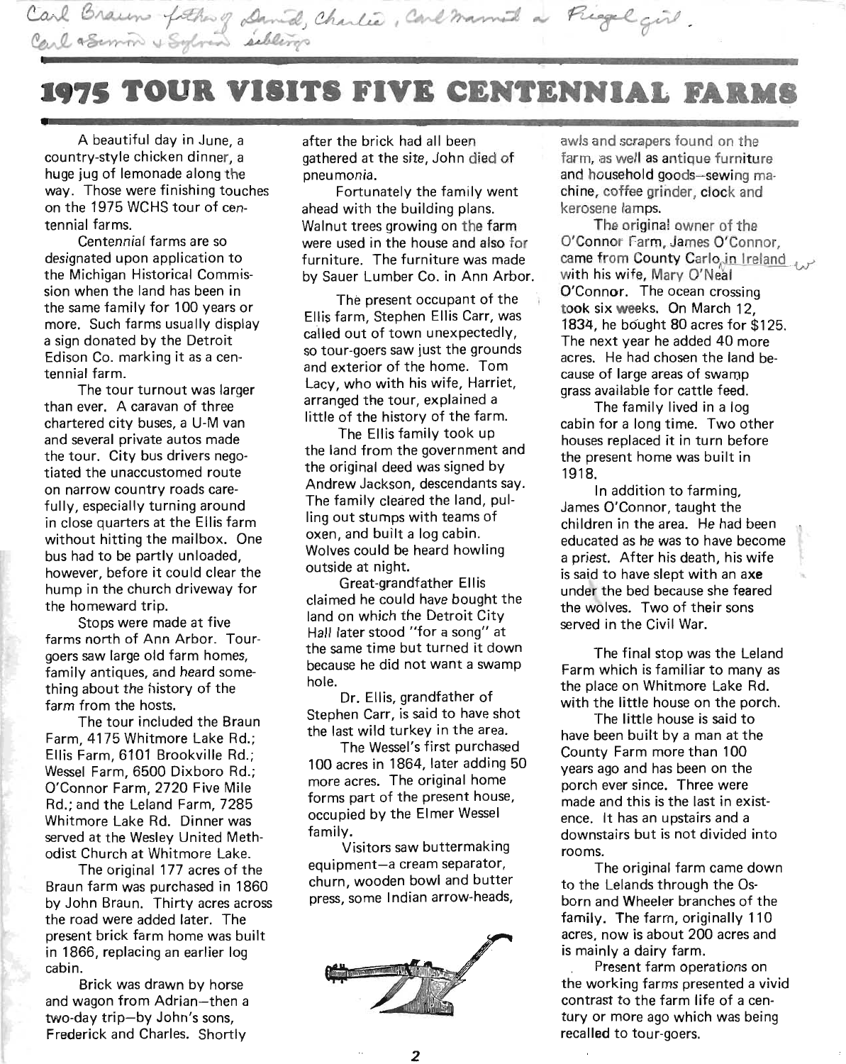Carl Braun father of David, Charles, Carl married a Riegel girl.
Carl & Simon & Sylvan siblings

# 1975 TOUR VISITS FIVE CENTENNIAL FARMS

A beautiful day in June, a country-style chicken dinner, a huge jug of lemonade along the way. Those were finishing touches on the 1975 WCHS tour of centennial farms.

Centennial farms are so designated upon application to the Michigan Historical Commission when the land has been in the same family for 100 years or more. Such farms usually display a sign donated by the Detroit Edison Co. marking it as a centennial farm.

The tour turnout was larger than ever. A caravan of three chartered city buses, a U-M van and several private autos made the tour. City bus drivers negotiated the unaccustomed route on narrow country roads carefully, especially turning around in close quarters at the Ellis farm without hitting the mailbox. One bus had to be partly unloaded, however, before it could clear the hump in the church driveway for the homeward trip.

Stops were made at five farms north of Ann Arbor. Tour-goers saw large old farm homes, family antiques, and heard something about the history of the farm from the hosts.

The tour included the Braun Farm, 4175 Whitmore Lake Rd.; Ellis Farm, 6101 Brookville Rd.; Wessel Farm, 6500 Dixboro Rd.; O'Connor Farm, 2720 Five Mile Rd.; and the Leland Farm, 7285 Whitmore Lake Rd. Dinner was served at the Wesley United Methodist Church at Whitmore Lake.

The original 177 acres of the Braun farm was purchased in 1860 by John Braun. Thirty acres across the road were added later. The present brick farm home was built in 1866, replacing an earlier log cabin.

Brick was drawn by horse and wagon from Adrian—then a two-day trip—by John's sons, Frederick and Charles. Shortly after the brick had all been gathered at the site, John died of pneumonia.

Fortunately the family went ahead with the building plans. Walnut trees growing on the farm were used in the house and also for furniture. The furniture was made by Sauer Lumber Co. in Ann Arbor.

The present occupant of the Ellis farm, Stephen Ellis Carr, was called out of town unexpectedly, so tour-goers saw just the grounds and exterior of the home. Tom Lacy, who with his wife, Harriet, arranged the tour, explained a little of the history of the farm.

The Ellis family took up the land from the government and the original deed was signed by Andrew Jackson, descendants say. The family cleared the land, pulling out stumps with teams of oxen, and built a log cabin. Wolves could be heard howling outside at night.

Great-grandfather Ellis claimed he could have bought the land on which the Detroit City Hall later stood "for a song" at the same time but turned it down because he did not want a swamp hole.

Dr. Ellis, grandfather of Stephen Carr, is said to have shot the last wild turkey in the area.

The Wessel's first purchased 100 acres in 1864, later adding 50 more acres. The original home forms part of the present house, occupied by the Elmer Wessel family.

Visitors saw buttermaking equipment—a cream separator, churn, wooden bowl and butter press, some Indian arrow-heads, awls and scrapers found on the farm, as well as antique furniture and household goods—sewing machine, coffee grinder, clock and kerosene lamps.

The original owner of the O'Connor Farm, James O'Connor, came from County Carlo in Ireland with his wife, Mary O'Neal O'Connor. The ocean crossing took six weeks. On March 12, 1834, he bought 80 acres for $125. The next year he added 40 more acres. He had chosen the land because of large areas of swamp grass available for cattle feed.

The family lived in a log cabin for a long time. Two other houses replaced it in turn before the present home was built in 1918.

In addition to farming, James O'Connor, taught the children in the area. He had been educated as he was to have become a priest. After his death, his wife is said to have slept with an axe under the bed because she feared the wolves. Two of their sons served in the Civil War.

The final stop was the Leland Farm which is familiar to many as the place on Whitmore Lake Rd. with the little house on the porch.

The little house is said to have been built by a man at the County Farm more than 100 years ago and has been on the porch ever since. Three were made and this is the last in existence. It has an upstairs and a downstairs but is not divided into rooms.

The original farm came down to the Lelands through the Osborn and Wheeler branches of the family. The farm, originally 110 acres, now is about 200 acres and is mainly a dairy farm.

Present farm operations on the working farms presented a vivid contrast to the farm life of a century or more ago which was being recalled to tour-goers.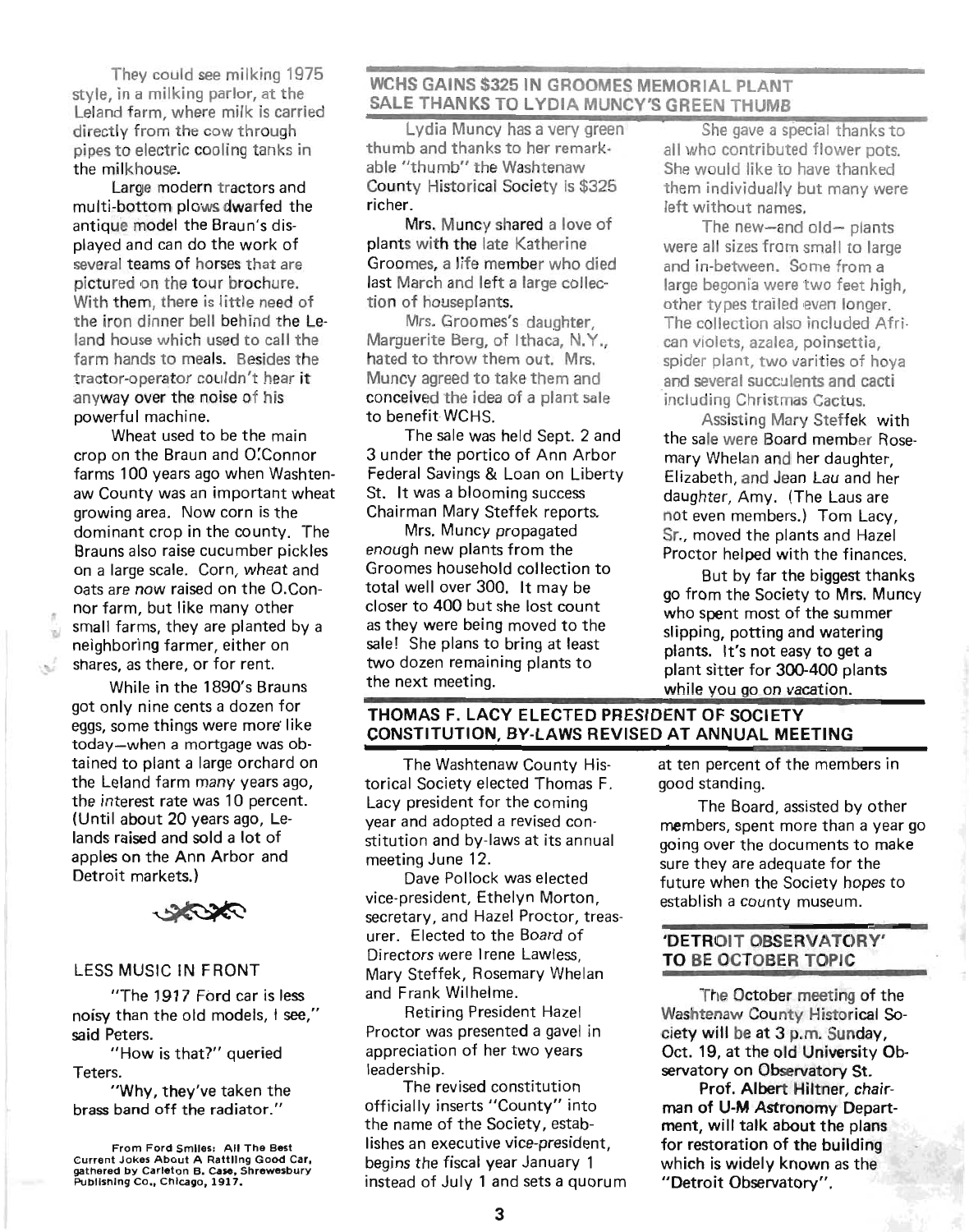They could see milking 1975 style, in a milking parlor, at the Leland farm, where milk is carried directly from the cow through pipes to electric cooling tanks in the milkhouse.

Large modern tractors and multi-bottom plows dwarfed the antique model the Braun's displayed and can do the work of several teams of horses that are pictured on the tour brochure. With them, there is little need of the iron dinner bell behind the Leland house which used to call the farm hands to meals. Besides the tractor-operator couldn't hear it anyway over the noise of his powerful machine.

Wheat used to be the main crop on the Braun and O'Connor farms 100 years ago when Washtenaw County was an important wheat growing area. Now corn is the dominant crop in the county. The Brauns also raise cucumber pickles on a large scale. Corn, wheat and oats are now raised on the O.Connor farm, but like many other small farms, they are planted by a neighboring farmer, either on shares, as there, or for rent.

While in the 1890's Brauns got only nine cents a dozen for eggs, some things were more like today—when a mortgage was obtained to plant a large orchard on the Leland farm many years ago, the interest rate was 10 percent. (Until about 20 years ago, Lelands raised and sold a lot of apples on the Ann Arbor and Detroit markets.)

## LESS MUSIC IN FRONT

"The 1917 Ford car is less noisy than the old models, I see," said Peters.

"How is that?" queried Teters.

"Why, they've taken the brass band off the radiator."

From Ford Smiles: All The Best Current Jokes About A Rattling Good Car, gathered by Carleton B. Case, Shrewsbury Publishing Co., Chicago, 1917.

## WCHS GAINS $325 IN GROOMES MEMORIAL PLANT SALE THANKS TO LYDIA MUNCY'S GREEN THUMB

Lydia Muncy has a very green thumb and thanks to her remarkable "thumb" the Washtenaw County Historical Society is $325 richer.

Mrs. Muncy shared a love of plants with the late Katherine Groomes, a life member who died last March and left a large collection of houseplants.

Mrs. Groomes's daughter, Marguerite Berg, of Ithaca, N.Y., hated to throw them out. Mrs. Muncy agreed to take them and conceived the idea of a plant sale to benefit WCHS.

The sale was held Sept. 2 and 3 under the portico of Ann Arbor Federal Savings & Loan on Liberty St. It was a blooming success Chairman Mary Steffek reports.

Mrs. Muncy propagated enough new plants from the Groomes household collection to total well over 300. It may be closer to 400 but she lost count as they were being moved to the sale! She plans to bring at least two dozen remaining plants to the next meeting.

She gave a special thanks to all who contributed flower pots. She would like to have thanked them individually but many were left without names.

The new—and old— plants were all sizes from small to large and in-between. Some from a large begonia were two feet high, other types trailed even longer. The collection also included African violets, azalea, poinsettia, spider plant, two varities of hoya and several succulents and cacti including Christmas Cactus.

Assisting Mary Steffek with the sale were Board member Rosemary Whelan and her daughter, Elizabeth, and Jean Lau and her daughter, Amy. (The Laus are not even members.) Tom Lacy, Sr., moved the plants and Hazel Proctor helped with the finances.

But by far the biggest thanks go from the Society to Mrs. Muncy who spent most of the summer slipping, potting and watering plants. It's not easy to get a plant sitter for 300-400 plants while you go on vacation.

## THOMAS F. LACY ELECTED PRESIDENT OF SOCIETY CONSTITUTION, BY-LAWS REVISED AT ANNUAL MEETING

The Washtenaw County Historical Society elected Thomas F. Lacy president for the coming year and adopted a revised constitution and by-laws at its annual meeting June 12.

Dave Pollock was elected vice-president, Ethelyn Morton, secretary, and Hazel Proctor, treasurer. Elected to the Board of Directors were Irene Lawless, Mary Steffek, Rosemary Whelan and Frank Wilhelme.

Retiring President Hazel Proctor was presented a gavel in appreciation of her two years leadership.

The revised constitution officially inserts "County" into the name of the Society, establishes an executive vice-president, begins the fiscal year January 1 instead of July 1 and sets a quorum at ten percent of the members in good standing.

The Board, assisted by other members, spent more than a year go going over the documents to make sure they are adequate for the future when the Society hopes to establish a county museum.

## 'DETROIT OBSERVATORY' TO BE OCTOBER TOPIC

The October meeting of the Washtenaw County Historical Society will be at 3 p.m. Sunday, Oct. 19, at the old University Observatory on Observatory St.

Prof. Albert Hiltner, chairman of U-M Astronomy Department, will talk about the plans for restoration of the building which is widely known as the "Detroit Observatory".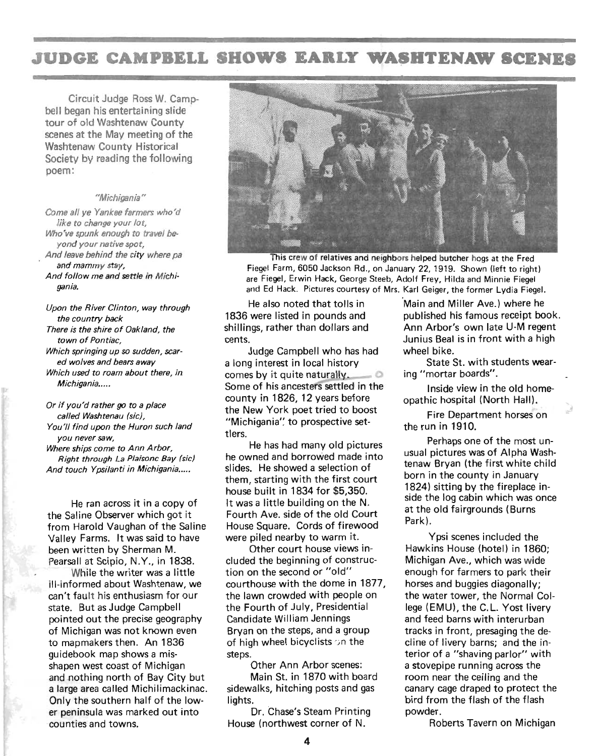# JUDGE CAMPBELL SHOWS EARLY WASHTENAW SCENES

Circuit Judge Ross W. Campbell began his entertaining slide tour of old Washtenaw County scenes at the May meeting of the Washtenaw County Historical Society by reading the following poem:

*"Michigania"*

*Come all ye Yankee farmers who'd like to change your lot,*
*Who've spunk enough to travel beyond your native spot,*
*And leave behind the city where pa and mammy stay,*
*And follow me and settle in Michigania.*

*Upon the River Clinton, way through the country back*
*There is the shire of Oakland, the town of Pontiac,*
*Which springing up so sudden, scared wolves and bears away*
*Which used to roam about there, in Michigania.....*

*Or if you'd rather go to a place called Washtenau (sic),*
*You'll find upon the Huron such land you never saw,*
*Where ships come to Ann Arbor, Right through La Plaisonc Bay (sic)*
*And touch Ypsilanti in Michigania.....*

He ran across it in a copy of the Saline Observer which got it from Harold Vaughan of the Saline Valley Farms. It was said to have been written by Sherman M. Pearsall at Scipio, N.Y., in 1838.

While the writer was a little ill-informed about Washtenaw, we can't fault his enthusiasm for our state. But as Judge Campbell pointed out the precise geography of Michigan was not known even to mapmakers then. An 1836 guidebook map shows a misshapen west coast of Michigan and nothing north of Bay City but a large area called Michilimackinac. Only the southern half of the lower peninsula was marked out into counties and towns.

This crew of relatives and neighbors helped butcher hogs at the Fred Fiegel Farm, 6050 Jackson Rd., on January 22, 1919. Shown (left to right) are Fiegel, Erwin Hack, George Steeb, Adolf Frey, Hilda and Minnie Fiegel and Ed Hack. Pictures courtesy of Mrs. Karl Geiger, the former Lydia Fiegel.

He also noted that tolls in 1836 were listed in pounds and shillings, rather than dollars and cents.

Judge Campbell who has had a long interest in local history comes by it quite naturally. Some of his ancesters settled in the county in 1826, 12 years before the New York poet tried to boost "Michigania" to prospective settlers.

He has had many old pictures he owned and borrowed made into slides. He showed a selection of them, starting with the first court house built in 1834 for $5,350. It was a little building on the N. Fourth Ave. side of the old Court House Square. Cords of firewood were piled nearby to warm it.

Other court house views included the beginning of construction on the second or "old" courthouse with the dome in 1877, the lawn crowded with people on the Fourth of July, Presidential Candidate William Jennings Bryan on the steps, and a group of high wheel bicyclists on the steps.

Other Ann Arbor scenes:

Main St. in 1870 with board sidewalks, hitching posts and gas lights.

Dr. Chase's Steam Printing House (northwest corner of N. Main and Miller Ave.) where he published his famous receipt book. Ann Arbor's own late U-M regent Junius Beal is in front with a high wheel bike.

State St. with students wearing "mortar boards".

Inside view in the old homeopathic hospital (North Hall).

Fire Department horses on the run in 1910.

Perhaps one of the most unusual pictures was of Alpha Washtenaw Bryan (the first white child born in the county in January 1824) sitting by the fireplace inside the log cabin which was once at the old fairgrounds (Burns Park).

Ypsi scenes included the Hawkins House (hotel) in 1860; Michigan Ave., which was wide enough for farmers to park their horses and buggies diagonally; the water tower, the Normal College (EMU), the C.L. Yost livery and feed barns with interurban tracks in front, presaging the decline of livery barns; and the interior of a "shaving parlor" with a stovepipe running across the room near the ceiling and the canary cage draped to protect the bird from the flash of the flash powder.

Roberts Tavern on Michigan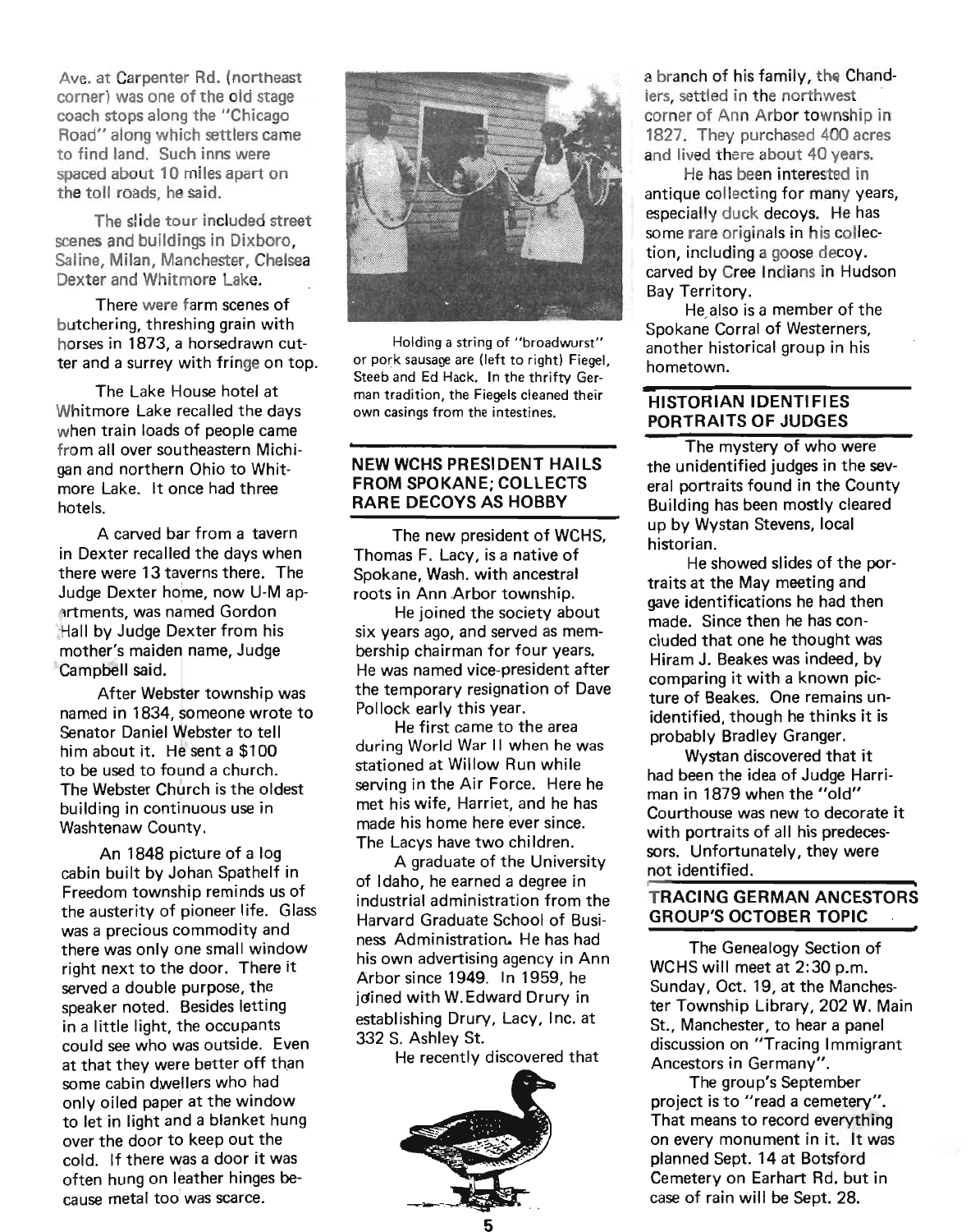Ave. at Carpenter Rd. (northeast corner) was one of the old stage coach stops along the "Chicago Road" along which settlers came to find land. Such inns were spaced about 10 miles apart on the toll roads, he said.

The slide tour included street scenes and buildings in Dixboro, Saline, Milan, Manchester, Chelsea Dexter and Whitmore Lake.

There were farm scenes of butchering, threshing grain with horses in 1873, a horsedrawn cutter and a surrey with fringe on top.

The Lake House hotel at Whitmore Lake recalled the days when train loads of people came from all over southeastern Michigan and northern Ohio to Whitmore Lake. It once had three hotels.

A carved bar from a tavern in Dexter recalled the days when there were 13 taverns there. The Judge Dexter home, now U-M apartments, was named Gordon Hall by Judge Dexter from his mother's maiden name, Judge Campbell said.

After Webster township was named in 1834, someone wrote to Senator Daniel Webster to tell him about it. He sent a $100 to be used to found a church. The Webster Church is the oldest building in continuous use in Washtenaw County.

An 1848 picture of a log cabin built by Johan Spathelf in Freedom township reminds us of the austerity of pioneer life. Glass was a precious commodity and there was only one small window right next to the door. There it served a double purpose, the speaker noted. Besides letting in a little light, the occupants could see who was outside. Even at that they were better off than some cabin dwellers who had only oiled paper at the window to let in light and a blanket hung over the door to keep out the cold. If there was a door it was often hung on leather hinges because metal too was scarce.

Holding a string of "broadwurst" or pork sausage are (left to right) Fiegel, Steeb and Ed Hack. In the thrifty German tradition, the Fiegels cleaned their own casings from the intestines.

## NEW WCHS PRESIDENT HAILS FROM SPOKANE; COLLECTS RARE DECOYS AS HOBBY

The new president of WCHS, Thomas F. Lacy, is a native of Spokane, Wash. with ancestral roots in Ann Arbor township.

He joined the society about six years ago, and served as membership chairman for four years. He was named vice-president after the temporary resignation of Dave Pollock early this year.

He first came to the area during World War II when he was stationed at Willow Run while serving in the Air Force. Here he met his wife, Harriet, and he has made his home here ever since. The Lacys have two children.

A graduate of the University of Idaho, he earned a degree in industrial administration from the Harvard Graduate School of Business Administration. He has had his own advertising agency in Ann Arbor since 1949. In 1959, he joined with W. Edward Drury in establishing Drury, Lacy, Inc. at 332 S. Ashley St.

He recently discovered that a branch of his family, the Chandlers, settled in the northwest corner of Ann Arbor township in 1827. They purchased 400 acres and lived there about 40 years.

He has been interested in antique collecting for many years, especially duck decoys. He has some rare originals in his collection, including a goose decoy. carved by Cree Indians in Hudson Bay Territory.

He also is a member of the Spokane Corral of Westerners, another historical group in his hometown.

## HISTORIAN IDENTIFIES PORTRAITS OF JUDGES

The mystery of who were the unidentified judges in the several portraits found in the County Building has been mostly cleared up by Wystan Stevens, local historian.

He showed slides of the portraits at the May meeting and gave identifications he had then made. Since then he has concluded that one he thought was Hiram J. Beakes was indeed, by comparing it with a known picture of Beakes. One remains unidentified, though he thinks it is probably Bradley Granger.

Wystan discovered that it had been the idea of Judge Harriman in 1879 when the "old" Courthouse was new to decorate it with portraits of all his predecessors. Unfortunately, they were not identified.

## TRACING GERMAN ANCESTORS GROUP'S OCTOBER TOPIC

The Genealogy Section of WCHS will meet at 2:30 p.m. Sunday, Oct. 19, at the Manchester Township Library, 202 W. Main St., Manchester, to hear a panel discussion on "Tracing Immigrant Ancestors in Germany".

The group's September project is to "read a cemetery". That means to record everything on every monument in it. It was planned Sept. 14 at Botsford Cemetery on Earhart Rd. but in case of rain will be Sept. 28.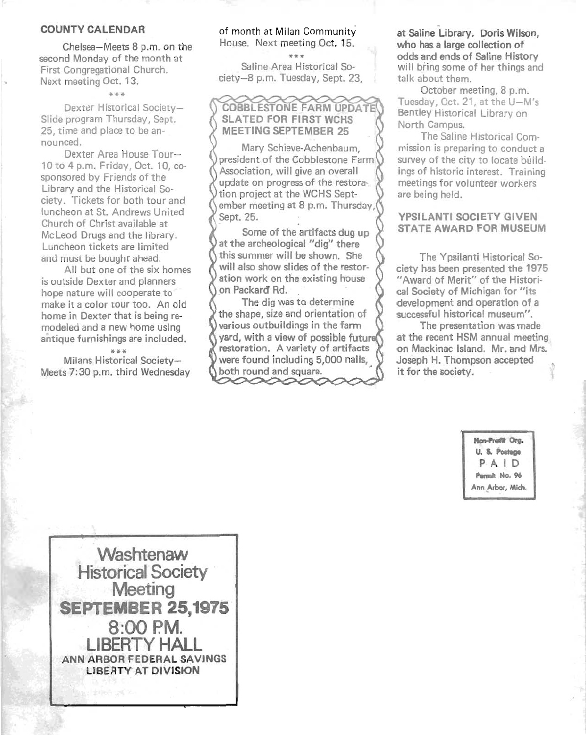## COUNTY CALENDAR

Chelsea—Meets 8 p.m. on the second Monday of the month at First Congregational Church. Next meeting Oct. 13.

\*\*\*

Dexter Historical Society—Slide program Thursday, Sept. 25, time and place to be announced.

Dexter Area House Tour—10 to 4 p.m. Friday, Oct. 10, co-sponsored by Friends of the Library and the Historical Society. Tickets for both tour and luncheon at St. Andrews United Church of Christ available at McLeod Drugs and the library. Luncheon tickets are limited and must be bought ahead.

All but one of the six homes is outside Dexter and planners hope nature will cooperate to make it a color tour too. An old home in Dexter that is being remodeled and a new home using antique furnishings are included.

\*\*\*

Milans Historical Society—Meets 7:30 p.m. third Wednesday of month at Milan Community House. Next meeting Oct. 15.

\*\*\*

Saline Area Historical Society—8 p.m. Tuesday, Sept. 23, at Saline Library. Doris Wilson, who has a large collection of odds and ends of Saline History will bring some of her things and talk about them.

October meeting, 8 p.m. Tuesday, Oct. 21, at the U—M's Bentley Historical Library on North Campus.

The Saline Historical Commission is preparing to conduct a survey of the city to locate buildings of historic interest. Training meetings for volunteer workers are being held.

## COBBLESTONE FARM UPDATE SLATED FOR FIRST WCHS MEETING SEPTEMBER 25

Mary Schieve-Achenbaum, president of the Cobblestone Farm Association, will give an overall update on progress of the restoration project at the WCHS September meeting at 8 p.m. Thursday, Sept. 25.

Some of the artifacts dug up at the archeological "dig" there this summer will be shown. She will also show slides of the restoration work on the existing house on Packard Rd.

The dig was to determine the shape, size and orientation of various outbuildings in the farm yard, with a view of possible future restoration. A variety of artifacts were found including 5,000 nails, both round and square.

## YPSILANTI SOCIETY GIVEN STATE AWARD FOR MUSEUM

The Ypsilanti Historical Society has been presented the 1975 "Award of Merit" of the Historical Society of Michigan for "its development and operation of a successful historical museum".

The presentation was made at the recent HSM annual meeting on Mackinac Island. Mr. and Mrs. Joseph H. Thompson accepted it for the society.

Non-Profit Org.
U. S. Postage
PAID
Permit No. 96
Ann Arbor, Mich.

**Washtenaw Historical Society Meeting**

**SEPTEMBER 25, 1975**

**8:00 P.M.**

**LIBERTY HALL**

**ANN ARBOR FEDERAL SAVINGS**

**LIBERTY AT DIVISION**